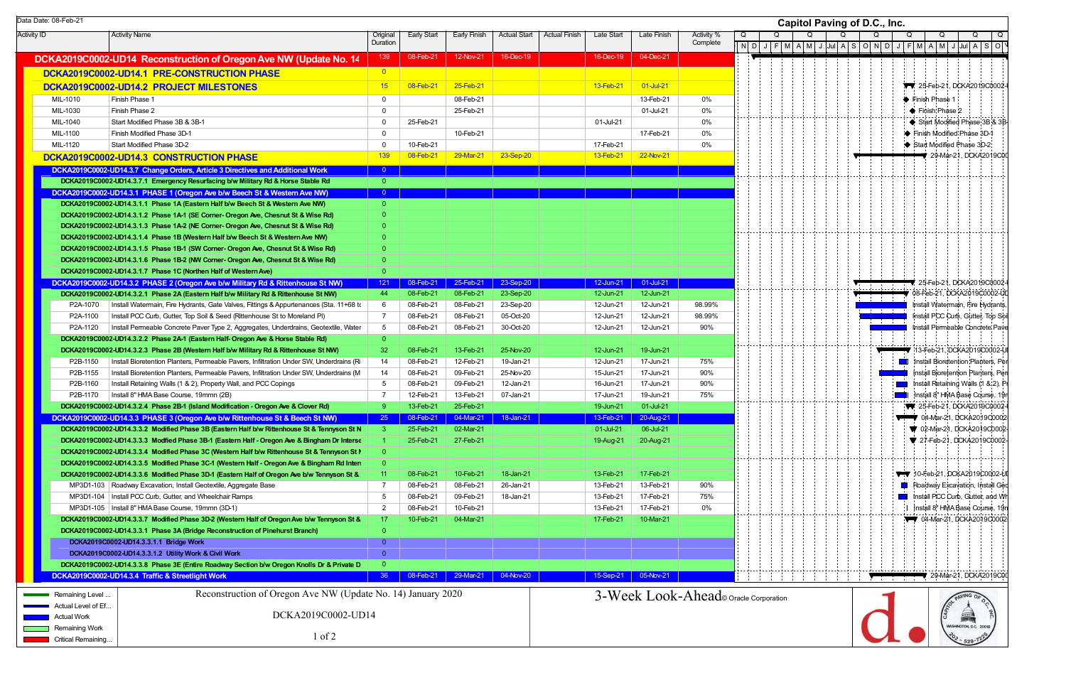Data Date: 08-Feb-21

# Capitol Paving of D.C., Inc.

| Activity ID | Activity Name | Original Duration | Early Start | Early Finish | Actual Start | Actual Finish | Late Start | Late Finish | Activity % Complete |
|---|---|---|---|---|---|---|---|---|---|
| DCKA2019C0002-UD14 Reconstruction of Oregon Ave NW (Update No. 14 | | 139 | 08-Feb-21 | 12-Nov-21 | 16-Dec-19 | | 16-Dec-19 | 04-Dec-21 | |
| DCKA2019C0002-UD14.1 PRE-CONSTRUCTION PHASE | | 0 | | | | | | | |
| DCKA2019C0002-UD14.2 PROJECT MILESTONES | | 15 | 08-Feb-21 | 25-Feb-21 | | | 13-Feb-21 | 01-Jul-21 | |
| MIL-1010 | Finish Phase 1 | 0 | | 08-Feb-21 | | | | 13-Feb-21 | 0% |
| MIL-1030 | Finish Phase 2 | 0 | | 25-Feb-21 | | | | 01-Jul-21 | 0% |
| MIL-1040 | Start Modified Phase 3B & 3B-1 | 0 | 25-Feb-21 | | | | 01-Jul-21 | | 0% |
| MIL-1100 | Finish Modified Phase 3D-1 | 0 | | 10-Feb-21 | | | | 17-Feb-21 | 0% |
| MIL-1120 | Start Modified Phase 3D-2 | 0 | 10-Feb-21 | | | | 17-Feb-21 | | 0% |
| DCKA2019C0002-UD14.3 CONSTRUCTION PHASE | | 139 | 08-Feb-21 | 29-Mar-21 | 23-Sep-20 | | 13-Feb-21 | 22-Nov-21 | |
| DCKA2019C0002-UD14.3.7 Change Orders, Article 3 Directives and Additional Work | | 0 | | | | | | | |
| DCKA2019C0002-UD14.3.7.1 Emergency Resurfacing b/w Military Rd & Horse Stable Rd | | 0 | | | | | | | |
| DCKA2019C0002-UD14.3.1 PHASE 1 (Oregon Ave b/w Beech St & Western Ave NW) | | 0 | | | | | | | |
| DCKA2019C0002-UD14.3.1.1 Phase 1A (Eastern Half b/w Beech St & Western Ave NW) | | 0 | | | | | | | |
| DCKA2019C0002-UD14.3.1.2 Phase 1A-1 (SE Corner- Oregon Ave, Chesnut St & Wise Rd) | | 0 | | | | | | | |
| DCKA2019C0002-UD14.3.1.3 Phase 1A-2 (NE Corner- Oregon Ave, Chesnut St & Wise Rd) | | 0 | | | | | | | |
| DCKA2019C0002-UD14.3.1.4 Phase 1B (Western Half b/w Beech St & Western Ave NW) | | 0 | | | | | | | |
| DCKA2019C0002-UD14.3.1.5 Phase 1B-1 (SW Corner- Oregon Ave, Chesnut St & Wise Rd) | | 0 | | | | | | | |
| DCKA2019C0002-UD14.3.1.6 Phase 1B-2 (NW Corner- Oregon Ave, Chesnut St & Wise Rd) | | 0 | | | | | | | |
| DCKA2019C0002-UD14.3.1.7 Phase 1C (Northen Half of Western Ave) | | 0 | | | | | | | |
| DCKA2019C0002-UD14.3.2 PHASE 2 (Oregon Ave b/w Military Rd & Rittenhouse St NW) | | 121 | 08-Feb-21 | 25-Feb-21 | 23-Sep-20 | | 12-Jun-21 | 01-Jul-21 | |
| DCKA2019C0002-UD14.3.2.1 Phase 2A (Eastern Half b/w Military Rd & Rittenhouse St NW) | | 44 | 08-Feb-21 | 08-Feb-21 | 23-Sep-20 | | 12-Jun-21 | 12-Jun-21 | |
| P2A-1070 | Install Watermain, Fire Hydrants, Gate Valves, Fittings & Appurtenances (Sta. 11+68 tc | 6 | 08-Feb-21 | 08-Feb-21 | 23-Sep-20 | | 12-Jun-21 | 12-Jun-21 | 98.99% |
| P2A-1100 | Install PCC Curb, Gutter, Top Soil & Seed (Rittenhouse St to Moreland Pl) | 7 | 08-Feb-21 | 08-Feb-21 | 05-Oct-20 | | 12-Jun-21 | 12-Jun-21 | 98.99% |
| P2A-1120 | Install Permeable Concrete Paver Type 2, Aggregates, Underdrains, Geotextile, Water | 5 | 08-Feb-21 | 08-Feb-21 | 30-Oct-20 | | 12-Jun-21 | 12-Jun-21 | 90% |
| DCKA2019C0002-UD14.3.2.2 Phase 2A-1 (Eastern Half- Oregon Ave & Horse Stable Rd) | | 0 | | | | | | | |
| DCKA2019C0002-UD14.3.2.3 Phase 2B (Western Half b/w Military Rd & Rittenhouse St NW) | | 32 | 08-Feb-21 | 13-Feb-21 | 25-Nov-20 | | 12-Jun-21 | 19-Jun-21 | |
| P2B-1150 | Install Bioretention Planters, Permeable Pavers, Infiltration Under SW, Underdrains (Ri | 14 | 08-Feb-21 | 12-Feb-21 | 19-Jan-21 | | 12-Jun-21 | 17-Jun-21 | 75% |
| P2B-1155 | Install Bioretention Planters, Permeable Pavers, Infiltration Under SW, Underdrains (M | 14 | 08-Feb-21 | 09-Feb-21 | 25-Nov-20 | | 15-Jun-21 | 17-Jun-21 | 90% |
| P2B-1160 | Install Retaining Walls (1 & 2), Property Wall, and PCC Copings | 5 | 08-Feb-21 | 09-Feb-21 | 12-Jan-21 | | 16-Jun-21 | 17-Jun-21 | 90% |
| P2B-1170 | Install 8" HMA Base Course, 19mmn (2B) | 7 | 12-Feb-21 | 13-Feb-21 | 07-Jan-21 | | 17-Jun-21 | 19-Jun-21 | 75% |
| DCKA2019C0002-UD14.3.2.4 Phase 2B-1 (Island Modification - Oregon Ave & Clover Rd) | | 9 | 13-Feb-21 | 25-Feb-21 | | | 19-Jun-21 | 01-Jul-21 | |
| DCKA2019C0002-UD14.3.3 PHASE 3 (Oregon Ave b/w Rittenhouse St & Beech St NW) | | 25 | 08-Feb-21 | 04-Mar-21 | 18-Jan-21 | | 13-Feb-21 | 20-Aug-21 | |
| DCKA2019C0002-UD14.3.3.2 Modified Phase 3B (Eastern Half b/w Rittenhouse St & Tennyson St N | | 3 | 25-Feb-21 | 02-Mar-21 | | | 01-Jul-21 | 06-Jul-21 | |
| DCKA2019C0002-UD14.3.3.3 Modfied Phase 3B-1 (Eastern Half - Oregon Ave & Bingham Dr Interse | | 1 | 25-Feb-21 | 27-Feb-21 | | | 19-Aug-21 | 20-Aug-21 | |
| DCKA2019C0002-UD14.3.3.4 Modified Phase 3C (Western Half b/w Rittenhouse St & Tennyson St N | | 0 | | | | | | | |
| DCKA2019C0002-UD14.3.3.5 Modified Phase 3C-1 (Western Half - Oregon Ave & Bingham Rd Inter | | 0 | | | | | | | |
| DCKA2019C0002-UD14.3.3.6 Modified Phase 3D-1 (Eastern Half of Oregon Ave b/w Tennyson St & | | 11 | 08-Feb-21 | 10-Feb-21 | 18-Jan-21 | | 13-Feb-21 | 17-Feb-21 | |
| MP3D1-103 | Roadway Excavation, Install Geotextile, Aggregate Base | 7 | 08-Feb-21 | 08-Feb-21 | 26-Jan-21 | | 13-Feb-21 | 13-Feb-21 | 90% |
| MP3D1-104 | Install PCC Curb, Gutter, and Wheelchair Ramps | 5 | 08-Feb-21 | 09-Feb-21 | 18-Jan-21 | | 13-Feb-21 | 17-Feb-21 | 75% |
| MP3D1-105 | Install 8" HMA Base Course, 19mmn (3D-1) | 2 | 08-Feb-21 | 10-Feb-21 | | | 13-Feb-21 | 17-Feb-21 | 0% |
| DCKA2019C0002-UD14.3.3.7 Modified Phase 3D-2 (Western Half of Oregon Ave b/w Tennyson St & | | 17 | 10-Feb-21 | 04-Mar-21 | | | 17-Feb-21 | 10-Mar-21 | |
| DCKA2019C0002-UD14.3.3.1 Phase 3A (Bridge Reconstruction of Pinehurst Branch) | | 0 | | | | | | | |
| DCKA2019C0002-UD14.3.3.1.1 Bridge Work | | 0 | | | | | | | |
| DCKA2019C0002-UD14.3.3.1.2 Utility Work & Civil Work | | 0 | | | | | | | |
| DCKA2019C0002-UD14.3.3.8 Phase 3E (Entire Roadway Section b/w Oregon Knolls Dr & Private D | | 0 | | | | | | | |
| DCKA2019C0002-UD14.3.4 Traffic & Streetlight Work | | 36 | 08-Feb-21 | 29-Mar-21 | 04-Nov-20 | | 15-Sep-21 | 05-Nov-21 | |

Legend: Remaining Level ... | Actual Level of Ef... | Actual Work | Remaining Work | Critical Remaining...

Reconstruction of Oregon Ave NW (Update No. 14) January 2020

DCKA2019C0002-UD14

3-Week Look-Ahead © Oracle Corporation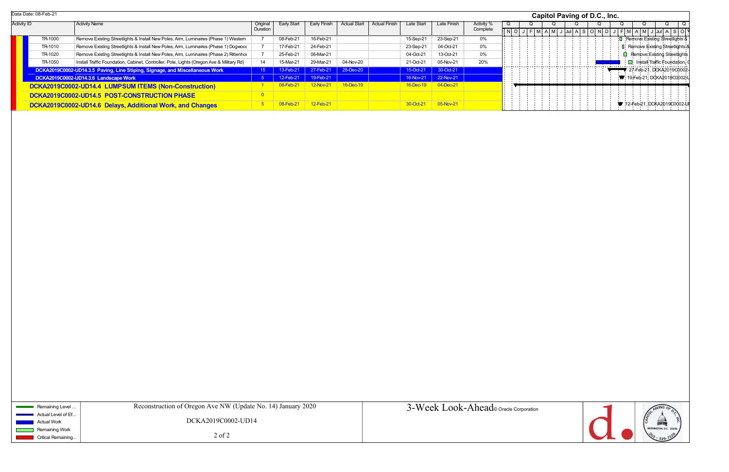Data Date: 08-Feb-21

**Capitol Paving of D.C., Inc.**

| Activity ID | Activity Name | Original Duration | Early Start | Early Finish | Actual Start | Actual Finish | Late Start | Late Finish | Activity % Complete |
|---|---|---|---|---|---|---|---|---|---|
| TR-1000 | Remove Existing Streetlights & Install New Poles, Arm, Luminaires (Phase 1) Western | 7 | 08-Feb-21 | 16-Feb-21 | | | 15-Sep-21 | 23-Sep-21 | 0% |
| TR-1010 | Remove Existing Streetlights & Install New Poles, Arm, Luminaires (Phase 1) Dogwood | 7 | 17-Feb-21 | 24-Feb-21 | | | 23-Sep-21 | 04-Oct-21 | 0% |
| TR-1020 | Remove Existing Streetlights & Install New Poles, Arm, Luminaires (Phase 2) Rittenhou | 7 | 25-Feb-21 | 06-Mar-21 | | | 04-Oct-21 | 13-Oct-21 | 0% |
| TR-1050 | Install Traffic Foundation, Cabinet, Controller, Pole, Lights (Oregon Ave & Military Rd) | 14 | 15-Mar-21 | 29-Mar-21 | 04-Nov-20 | | 21-Oct-21 | 05-Nov-21 | 20% |
| **DCKA2019C0002-UD14.3.5 Paving, Line Stiping, Signage, and Miscellaneous Work** | | 15 | 13-Feb-21 | 27-Feb-21 | 28-Dec-20 | | 15-Oct-21 | 30-Oct-21 | |
| **DCKA2019C0002-UD14.3.6 Landscape Work** | | 5 | 12-Feb-21 | 19-Feb-21 | | | 16-Nov-21 | 22-Nov-21 | |
| **DCKA2019C0002-UD14.4 LUMPSUM ITEMS (Non-Construction)** | | 1 | 08-Feb-21 | 12-Nov-21 | 16-Dec-19 | | 16-Dec-19 | 04-Dec-21 | |
| **DCKA2019C0002-UD14.5 POST-CONSTRUCTION PHASE** | | 0 | | | | | | | |
| **DCKA2019C0002-UD14.6 Delays, Additional Work, and Changes** | | 5 | 08-Feb-21 | 12-Feb-21 | | | 30-Oct-21 | 05-Nov-21 | |

Remove Existing Streetlights &
Remove Existing Streetlights &
Remove Existing Streetlights
Install Traffic Foundation, C
27-Feb-21, DCKA2019C0002-
19-Feb-21, DCKA2019C0002-U
12-Feb-21, DCKA2019C0002-UI

Remaining Level ...
Actual Level of Ef...
Actual Work
Remaining Work
Critical Remaining...

Reconstruction of Oregon Ave NW (Update No. 14) January 2020

DCKA2019C0002-UD14

3-Week Look-Ahead © Oracle Corporation